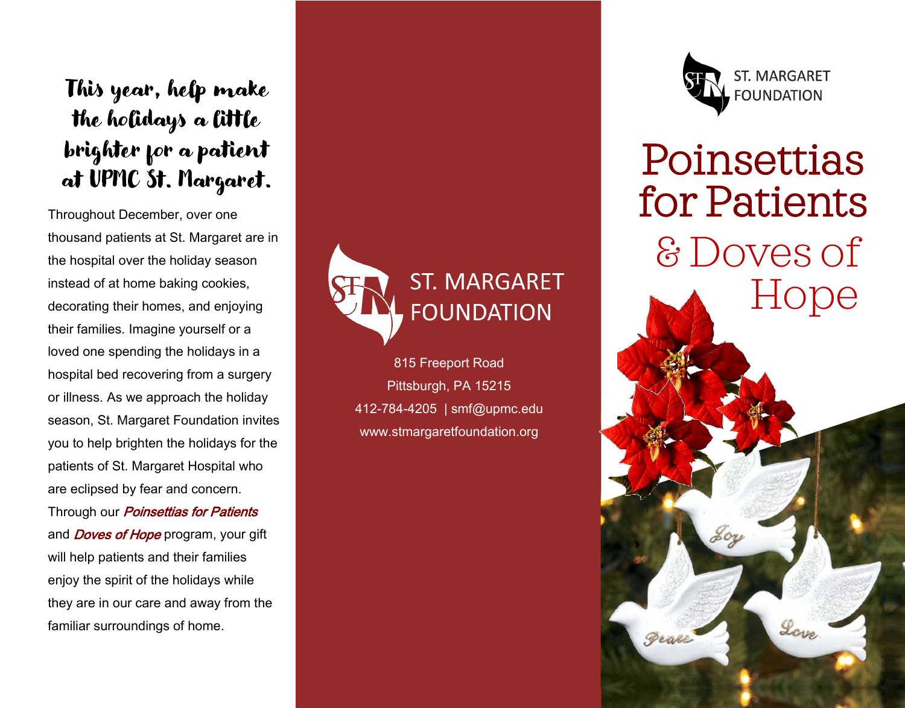## This year, help make the holidays a little brighter for a patient at UPMC St. Margaret.

Throughout December, over one thousand patients at St. Margaret are in the hospital over the holiday season instead of at home baking cookies, decorating their homes, and enjoying their families. Imagine yourself or a loved one spending the holidays in a hospital bed recovering from a surgery or illness. As we approach the holiday season, St. Margaret Foundation invites you to help brighten the holidays for the patients of St. Margaret Hospital who are eclipsed by fear and concern. Through our ***Poinsettias for Patients*** and ***Doves of Hope*** program, your gift will help patients and their families enjoy the spirit of the holidays while they are in our care and away from the familiar surroundings of home.

ST. MARGARET FOUNDATION

815 Freeport Road
Pittsburgh, PA 15215
412-784-4205 | smf@upmc.edu
www.stmargaretfoundation.org

ST. MARGARET FOUNDATION

# Poinsettias for Patients & Doves of Hope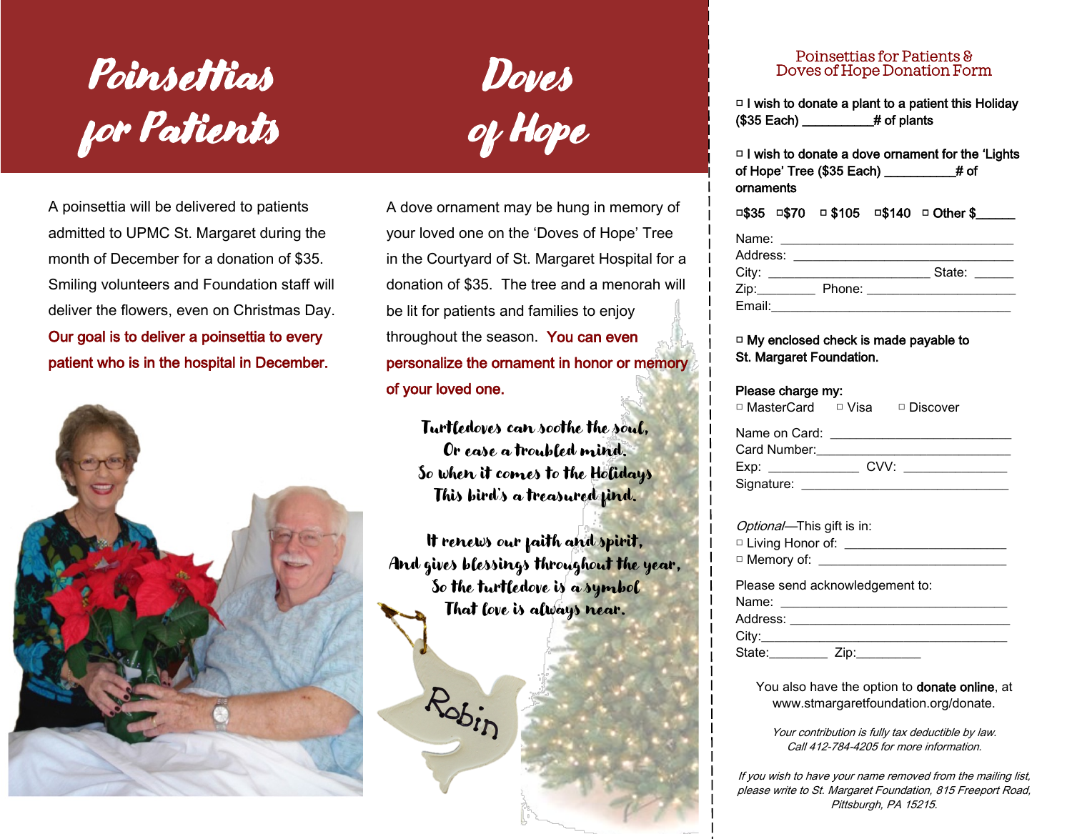# Poinsettias for Patients

A poinsettia will be delivered to patients admitted to UPMC St. Margaret during the month of December for a donation of $35. Smiling volunteers and Foundation staff will deliver the flowers, even on Christmas Day. Our goal is to deliver a poinsettia to every patient who is in the hospital in December.

# Doves of Hope

A dove ornament may be hung in memory of your loved one on the 'Doves of Hope' Tree in the Courtyard of St. Margaret Hospital for a donation of $35. The tree and a menorah will be lit for patients and families to enjoy throughout the season. You can even personalize the ornament in honor or memory of your loved one.

*Turtledoves can soothe the soul,*
*Or ease a troubled mind.*
*So when it comes to the Holidays*
*This bird's a treasured find.*

*It renews our faith and spirit,*
*And gives blessings throughout the year,*
*So the turtledove is a symbol*
*That love is always near.*

## Poinsettias for Patients & Doves of Hope Donation Form

□ **I wish to donate a plant to a patient this Holiday ($35 Each) __________# of plants**

□ **I wish to donate a dove ornament for the 'Lights of Hope' Tree ($35 Each) __________# of ornaments**

□**$35** □**$70** □ **$105** □**$140** □ **Other $______**

Name: ________________________________
Address: ______________________________
City: ______________________ State: ______
Zip:________ Phone: ____________________
Email:__________________________________

□ **My enclosed check is made payable to St. Margaret Foundation.**

**Please charge my:**
□ MasterCard □ Visa □ Discover

Name on Card: _________________________
Card Number:___________________________
Exp: ____________ CVV: ______________
Signature: _____________________________

*Optional*—This gift is in:
□ Living Honor of: _______________________
□ Memory of: ___________________________

Please send acknowledgement to:
Name: _________________________________
Address: _______________________________
City:___________________________________
State:________ Zip:_________

You also have the option to **donate online**, at www.stmargaretfoundation.org/donate.

*Your contribution is fully tax deductible by law. Call 412-784-4205 for more information.*

*If you wish to have your name removed from the mailing list, please write to St. Margaret Foundation, 815 Freeport Road, Pittsburgh, PA 15215.*